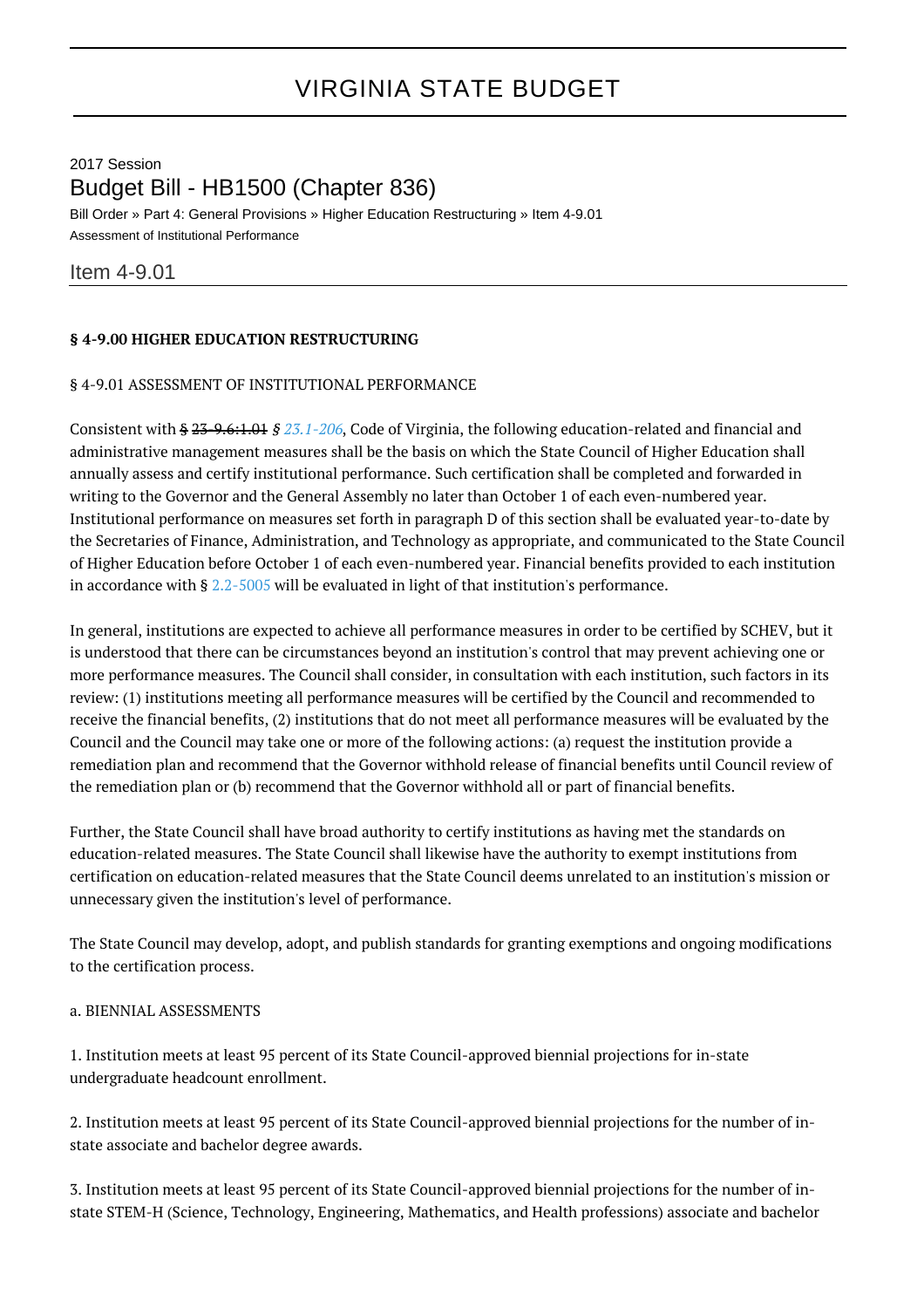# VIRGINIA STATE BUDGET

2017 Session

## Budget Bill - HB1500 (Chapter 836)

Bill Order » Part 4: General Provisions » Higher Education Restructuring » Item 4-9.01

Assessment of Institutional Performance

## Item 4-9.01

**§ 4-9.00 HIGHER EDUCATION RESTRUCTURING**

§ 4-9.01 ASSESSMENT OF INSTITUTIONAL PERFORMANCE

Consistent with ~~§ 23-9.6:1.01~~ *§ 23.1-206*, Code of Virginia, the following education-related and financial and administrative management measures shall be the basis on which the State Council of Higher Education shall annually assess and certify institutional performance. Such certification shall be completed and forwarded in writing to the Governor and the General Assembly no later than October 1 of each even-numbered year. Institutional performance on measures set forth in paragraph D of this section shall be evaluated year-to-date by the Secretaries of Finance, Administration, and Technology as appropriate, and communicated to the State Council of Higher Education before October 1 of each even-numbered year. Financial benefits provided to each institution in accordance with § 2.2-5005 will be evaluated in light of that institution's performance.

In general, institutions are expected to achieve all performance measures in order to be certified by SCHEV, but it is understood that there can be circumstances beyond an institution's control that may prevent achieving one or more performance measures. The Council shall consider, in consultation with each institution, such factors in its review: (1) institutions meeting all performance measures will be certified by the Council and recommended to receive the financial benefits, (2) institutions that do not meet all performance measures will be evaluated by the Council and the Council may take one or more of the following actions: (a) request the institution provide a remediation plan and recommend that the Governor withhold release of financial benefits until Council review of the remediation plan or (b) recommend that the Governor withhold all or part of financial benefits.

Further, the State Council shall have broad authority to certify institutions as having met the standards on education-related measures. The State Council shall likewise have the authority to exempt institutions from certification on education-related measures that the State Council deems unrelated to an institution's mission or unnecessary given the institution's level of performance.

The State Council may develop, adopt, and publish standards for granting exemptions and ongoing modifications to the certification process.

a. BIENNIAL ASSESSMENTS

1. Institution meets at least 95 percent of its State Council-approved biennial projections for in-state undergraduate headcount enrollment.

2. Institution meets at least 95 percent of its State Council-approved biennial projections for the number of in-state associate and bachelor degree awards.

3. Institution meets at least 95 percent of its State Council-approved biennial projections for the number of in-state STEM-H (Science, Technology, Engineering, Mathematics, and Health professions) associate and bachelor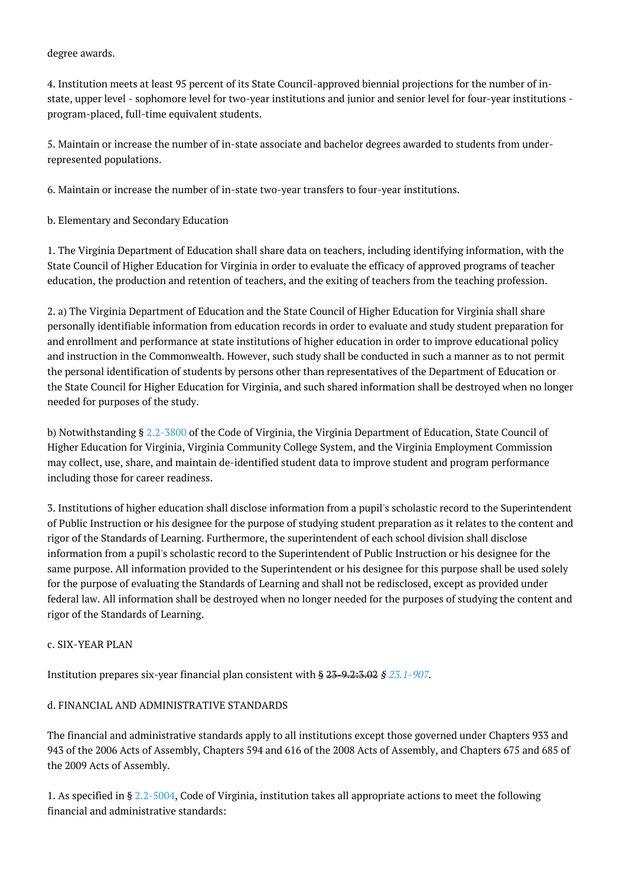degree awards.

4. Institution meets at least 95 percent of its State Council-approved biennial projections for the number of in-state, upper level - sophomore level for two-year institutions and junior and senior level for four-year institutions - program-placed, full-time equivalent students.

5. Maintain or increase the number of in-state associate and bachelor degrees awarded to students from under-represented populations.

6. Maintain or increase the number of in-state two-year transfers to four-year institutions.

b. Elementary and Secondary Education

1. The Virginia Department of Education shall share data on teachers, including identifying information, with the State Council of Higher Education for Virginia in order to evaluate the efficacy of approved programs of teacher education, the production and retention of teachers, and the exiting of teachers from the teaching profession.

2. a) The Virginia Department of Education and the State Council of Higher Education for Virginia shall share personally identifiable information from education records in order to evaluate and study student preparation for and enrollment and performance at state institutions of higher education in order to improve educational policy and instruction in the Commonwealth. However, such study shall be conducted in such a manner as to not permit the personal identification of students by persons other than representatives of the Department of Education or the State Council for Higher Education for Virginia, and such shared information shall be destroyed when no longer needed for purposes of the study.

b) Notwithstanding § 2.2-3800 of the Code of Virginia, the Virginia Department of Education, State Council of Higher Education for Virginia, Virginia Community College System, and the Virginia Employment Commission may collect, use, share, and maintain de-identified student data to improve student and program performance including those for career readiness.

3. Institutions of higher education shall disclose information from a pupil's scholastic record to the Superintendent of Public Instruction or his designee for the purpose of studying student preparation as it relates to the content and rigor of the Standards of Learning. Furthermore, the superintendent of each school division shall disclose information from a pupil's scholastic record to the Superintendent of Public Instruction or his designee for the same purpose. All information provided to the Superintendent or his designee for this purpose shall be used solely for the purpose of evaluating the Standards of Learning and shall not be redisclosed, except as provided under federal law. All information shall be destroyed when no longer needed for the purposes of studying the content and rigor of the Standards of Learning.

c. SIX-YEAR PLAN

Institution prepares six-year financial plan consistent with ~~§ 23-9.2:3.02~~ *§ 23.1-907*.

d. FINANCIAL AND ADMINISTRATIVE STANDARDS

The financial and administrative standards apply to all institutions except those governed under Chapters 933 and 943 of the 2006 Acts of Assembly, Chapters 594 and 616 of the 2008 Acts of Assembly, and Chapters 675 and 685 of the 2009 Acts of Assembly.

1. As specified in § 2.2-5004, Code of Virginia, institution takes all appropriate actions to meet the following financial and administrative standards: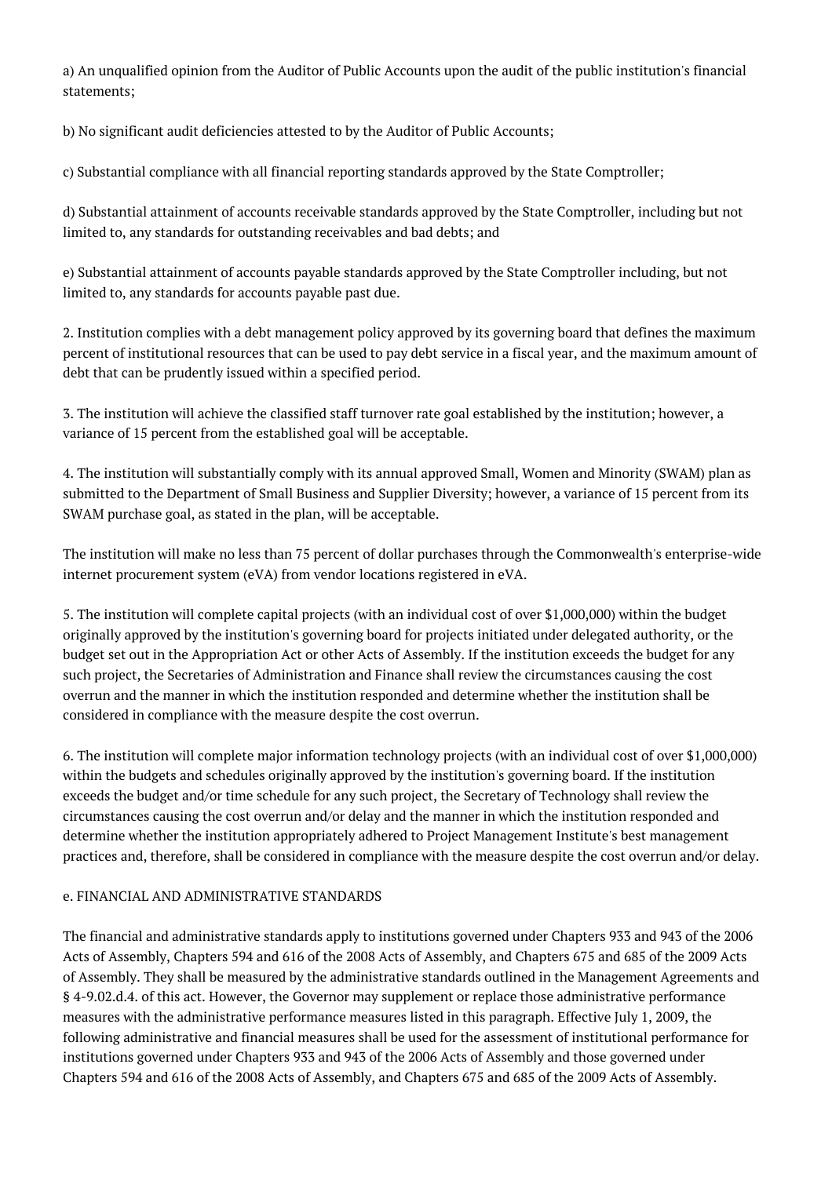a) An unqualified opinion from the Auditor of Public Accounts upon the audit of the public institution's financial statements;

b) No significant audit deficiencies attested to by the Auditor of Public Accounts;

c) Substantial compliance with all financial reporting standards approved by the State Comptroller;

d) Substantial attainment of accounts receivable standards approved by the State Comptroller, including but not limited to, any standards for outstanding receivables and bad debts; and

e) Substantial attainment of accounts payable standards approved by the State Comptroller including, but not limited to, any standards for accounts payable past due.

2. Institution complies with a debt management policy approved by its governing board that defines the maximum percent of institutional resources that can be used to pay debt service in a fiscal year, and the maximum amount of debt that can be prudently issued within a specified period.

3. The institution will achieve the classified staff turnover rate goal established by the institution; however, a variance of 15 percent from the established goal will be acceptable.

4. The institution will substantially comply with its annual approved Small, Women and Minority (SWAM) plan as submitted to the Department of Small Business and Supplier Diversity; however, a variance of 15 percent from its SWAM purchase goal, as stated in the plan, will be acceptable.

The institution will make no less than 75 percent of dollar purchases through the Commonwealth's enterprise-wide internet procurement system (eVA) from vendor locations registered in eVA.

5. The institution will complete capital projects (with an individual cost of over $1,000,000) within the budget originally approved by the institution's governing board for projects initiated under delegated authority, or the budget set out in the Appropriation Act or other Acts of Assembly. If the institution exceeds the budget for any such project, the Secretaries of Administration and Finance shall review the circumstances causing the cost overrun and the manner in which the institution responded and determine whether the institution shall be considered in compliance with the measure despite the cost overrun.

6. The institution will complete major information technology projects (with an individual cost of over $1,000,000) within the budgets and schedules originally approved by the institution's governing board. If the institution exceeds the budget and/or time schedule for any such project, the Secretary of Technology shall review the circumstances causing the cost overrun and/or delay and the manner in which the institution responded and determine whether the institution appropriately adhered to Project Management Institute's best management practices and, therefore, shall be considered in compliance with the measure despite the cost overrun and/or delay.

e. FINANCIAL AND ADMINISTRATIVE STANDARDS

The financial and administrative standards apply to institutions governed under Chapters 933 and 943 of the 2006 Acts of Assembly, Chapters 594 and 616 of the 2008 Acts of Assembly, and Chapters 675 and 685 of the 2009 Acts of Assembly. They shall be measured by the administrative standards outlined in the Management Agreements and § 4-9.02.d.4. of this act. However, the Governor may supplement or replace those administrative performance measures with the administrative performance measures listed in this paragraph. Effective July 1, 2009, the following administrative and financial measures shall be used for the assessment of institutional performance for institutions governed under Chapters 933 and 943 of the 2006 Acts of Assembly and those governed under Chapters 594 and 616 of the 2008 Acts of Assembly, and Chapters 675 and 685 of the 2009 Acts of Assembly.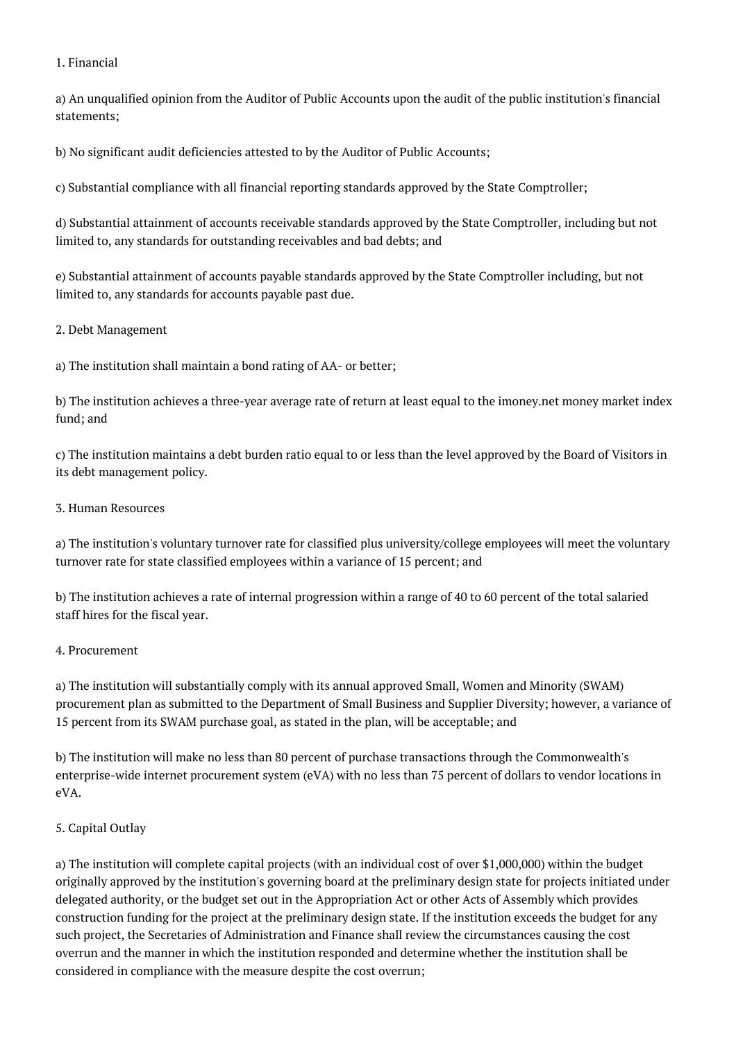1. Financial

a) An unqualified opinion from the Auditor of Public Accounts upon the audit of the public institution's financial statements;

b) No significant audit deficiencies attested to by the Auditor of Public Accounts;

c) Substantial compliance with all financial reporting standards approved by the State Comptroller;

d) Substantial attainment of accounts receivable standards approved by the State Comptroller, including but not limited to, any standards for outstanding receivables and bad debts; and

e) Substantial attainment of accounts payable standards approved by the State Comptroller including, but not limited to, any standards for accounts payable past due.

2. Debt Management

a) The institution shall maintain a bond rating of AA- or better;

b) The institution achieves a three-year average rate of return at least equal to the imoney.net money market index fund; and

c) The institution maintains a debt burden ratio equal to or less than the level approved by the Board of Visitors in its debt management policy.

3. Human Resources

a) The institution's voluntary turnover rate for classified plus university/college employees will meet the voluntary turnover rate for state classified employees within a variance of 15 percent; and

b) The institution achieves a rate of internal progression within a range of 40 to 60 percent of the total salaried staff hires for the fiscal year.

4. Procurement

a) The institution will substantially comply with its annual approved Small, Women and Minority (SWAM) procurement plan as submitted to the Department of Small Business and Supplier Diversity; however, a variance of 15 percent from its SWAM purchase goal, as stated in the plan, will be acceptable; and

b) The institution will make no less than 80 percent of purchase transactions through the Commonwealth's enterprise-wide internet procurement system (eVA) with no less than 75 percent of dollars to vendor locations in eVA.

5. Capital Outlay

a) The institution will complete capital projects (with an individual cost of over $1,000,000) within the budget originally approved by the institution's governing board at the preliminary design state for projects initiated under delegated authority, or the budget set out in the Appropriation Act or other Acts of Assembly which provides construction funding for the project at the preliminary design state. If the institution exceeds the budget for any such project, the Secretaries of Administration and Finance shall review the circumstances causing the cost overrun and the manner in which the institution responded and determine whether the institution shall be considered in compliance with the measure despite the cost overrun;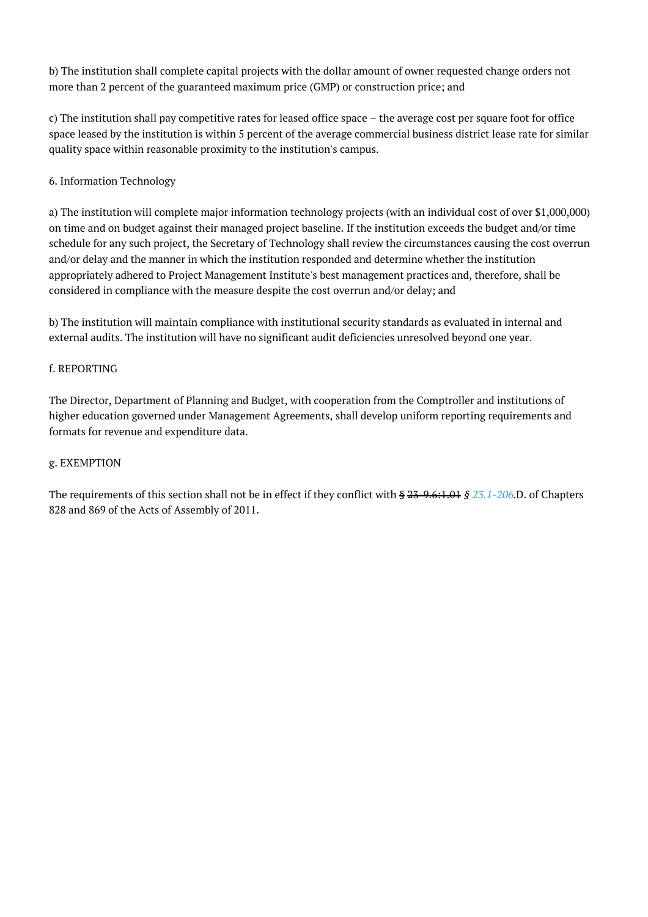b) The institution shall complete capital projects with the dollar amount of owner requested change orders not more than 2 percent of the guaranteed maximum price (GMP) or construction price; and

c) The institution shall pay competitive rates for leased office space – the average cost per square foot for office space leased by the institution is within 5 percent of the average commercial business district lease rate for similar quality space within reasonable proximity to the institution's campus.

6. Information Technology

a) The institution will complete major information technology projects (with an individual cost of over $1,000,000) on time and on budget against their managed project baseline. If the institution exceeds the budget and/or time schedule for any such project, the Secretary of Technology shall review the circumstances causing the cost overrun and/or delay and the manner in which the institution responded and determine whether the institution appropriately adhered to Project Management Institute's best management practices and, therefore, shall be considered in compliance with the measure despite the cost overrun and/or delay; and

b) The institution will maintain compliance with institutional security standards as evaluated in internal and external audits. The institution will have no significant audit deficiencies unresolved beyond one year.

f. REPORTING

The Director, Department of Planning and Budget, with cooperation from the Comptroller and institutions of higher education governed under Management Agreements, shall develop uniform reporting requirements and formats for revenue and expenditure data.

g. EXEMPTION

The requirements of this section shall not be in effect if they conflict with ~~§ 23-9.6:1.01~~ *§ 23.1-206*.D. of Chapters 828 and 869 of the Acts of Assembly of 2011.